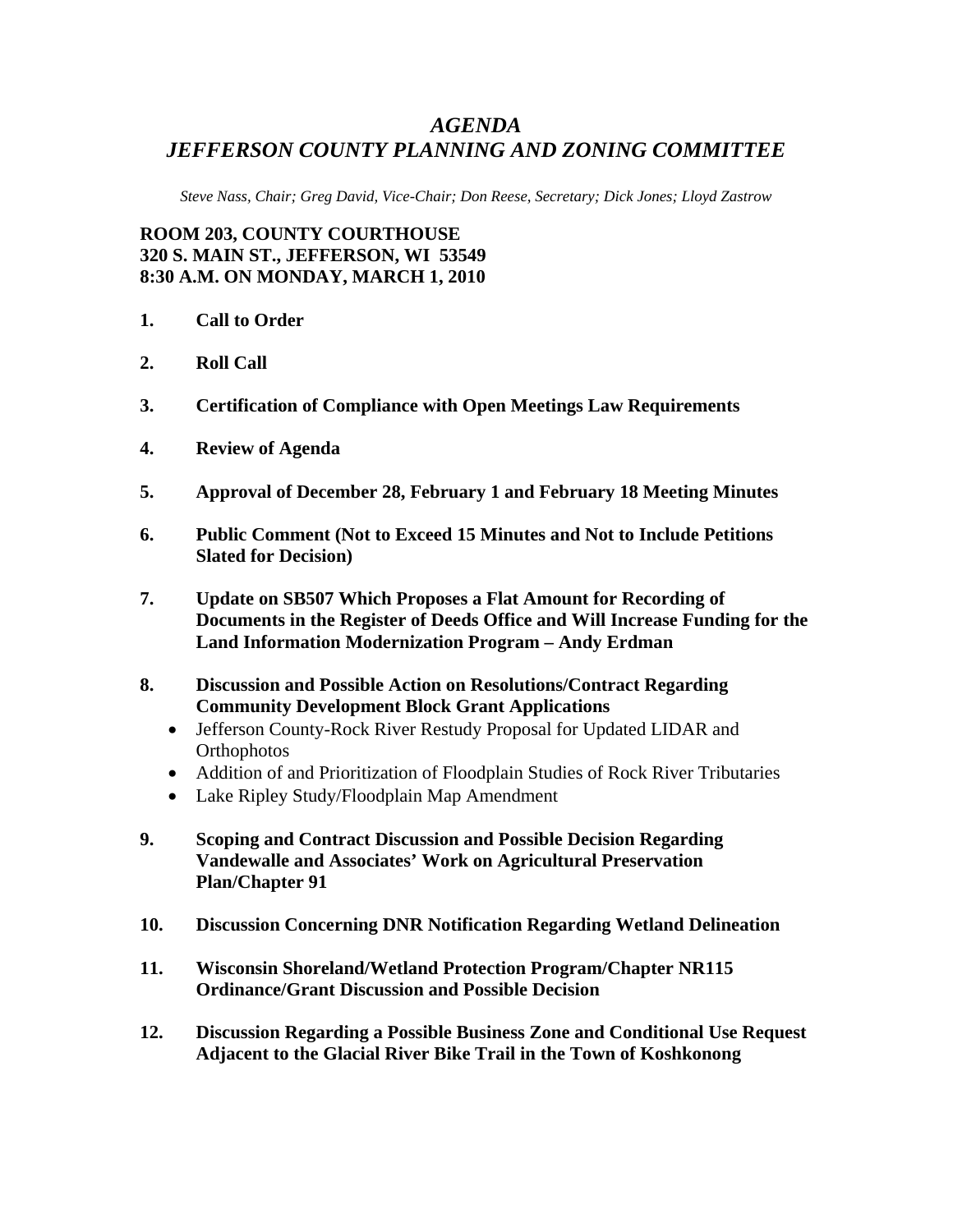# *AGENDA*
# *JEFFERSON COUNTY PLANNING AND ZONING COMMITTEE*

*Steve Nass, Chair; Greg David, Vice-Chair; Don Reese, Secretary; Dick Jones; Lloyd Zastrow*

**ROOM 203, COUNTY COURTHOUSE**
**320 S. MAIN ST., JEFFERSON, WI 53549**
**8:30 A.M. ON MONDAY, MARCH 1, 2010**

1. **Call to Order**

2. **Roll Call**

3. **Certification of Compliance with Open Meetings Law Requirements**

4. **Review of Agenda**

5. **Approval of December 28, February 1 and February 18 Meeting Minutes**

6. **Public Comment (Not to Exceed 15 Minutes and Not to Include Petitions Slated for Decision)**

7. **Update on SB507 Which Proposes a Flat Amount for Recording of Documents in the Register of Deeds Office and Will Increase Funding for the Land Information Modernization Program – Andy Erdman**

8. **Discussion and Possible Action on Resolutions/Contract Regarding Community Development Block Grant Applications**
   - Jefferson County-Rock River Restudy Proposal for Updated LIDAR and Orthophotos
   - Addition of and Prioritization of Floodplain Studies of Rock River Tributaries
   - Lake Ripley Study/Floodplain Map Amendment

9. **Scoping and Contract Discussion and Possible Decision Regarding Vandewalle and Associates' Work on Agricultural Preservation Plan/Chapter 91**

10. **Discussion Concerning DNR Notification Regarding Wetland Delineation**

11. **Wisconsin Shoreland/Wetland Protection Program/Chapter NR115 Ordinance/Grant Discussion and Possible Decision**

12. **Discussion Regarding a Possible Business Zone and Conditional Use Request Adjacent to the Glacial River Bike Trail in the Town of Koshkonong**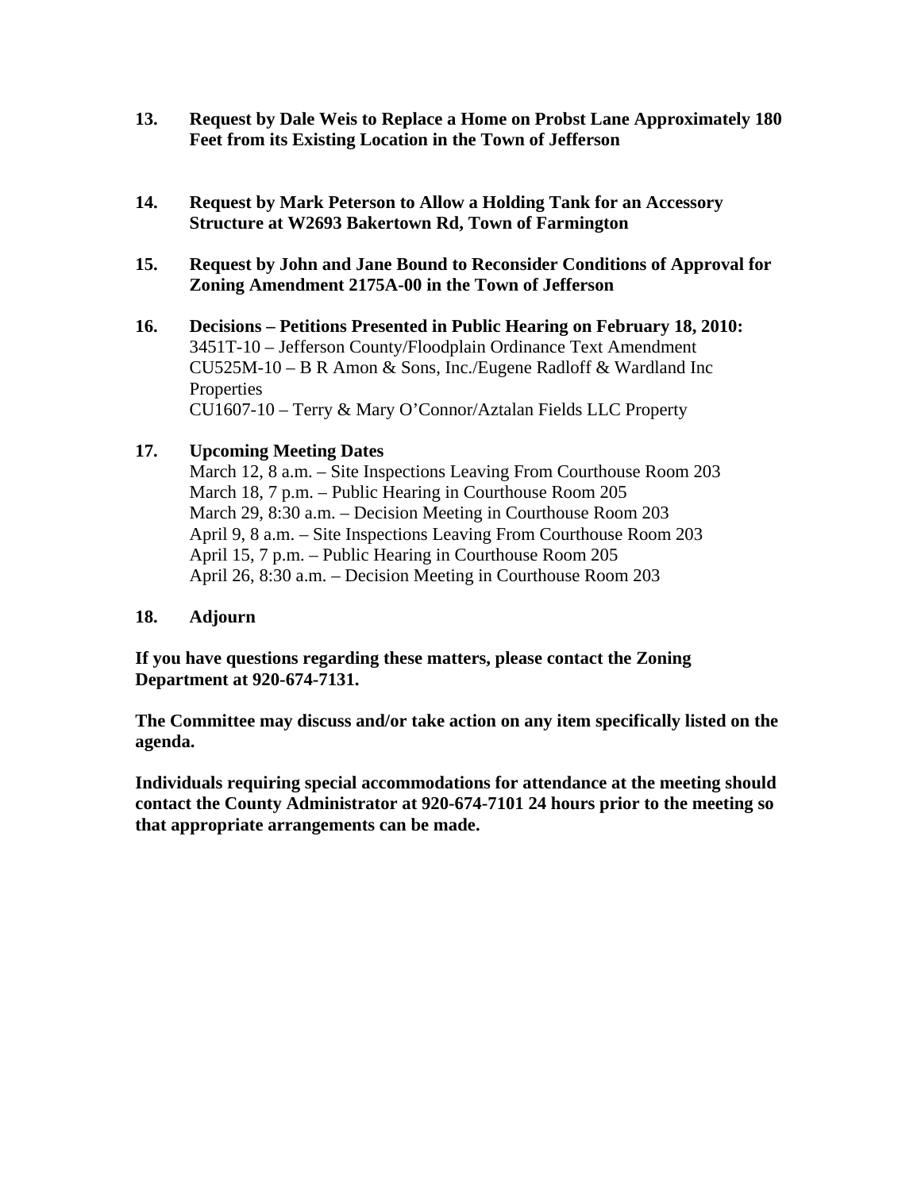**13. Request by Dale Weis to Replace a Home on Probst Lane Approximately 180 Feet from its Existing Location in the Town of Jefferson**

**14. Request by Mark Peterson to Allow a Holding Tank for an Accessory Structure at W2693 Bakertown Rd, Town of Farmington**

**15. Request by John and Jane Bound to Reconsider Conditions of Approval for Zoning Amendment 2175A-00 in the Town of Jefferson**

**16. Decisions – Petitions Presented in Public Hearing on February 18, 2010:**
3451T-10 – Jefferson County/Floodplain Ordinance Text Amendment
CU525M-10 – B R Amon & Sons, Inc./Eugene Radloff & Wardland Inc Properties
CU1607-10 – Terry & Mary O'Connor/Aztalan Fields LLC Property

**17. Upcoming Meeting Dates**
March 12, 8 a.m. – Site Inspections Leaving From Courthouse Room 203
March 18, 7 p.m. – Public Hearing in Courthouse Room 205
March 29, 8:30 a.m. – Decision Meeting in Courthouse Room 203
April 9, 8 a.m. – Site Inspections Leaving From Courthouse Room 203
April 15, 7 p.m. – Public Hearing in Courthouse Room 205
April 26, 8:30 a.m. – Decision Meeting in Courthouse Room 203

**18. Adjourn**

**If you have questions regarding these matters, please contact the Zoning Department at 920-674-7131.**

**The Committee may discuss and/or take action on any item specifically listed on the agenda.**

**Individuals requiring special accommodations for attendance at the meeting should contact the County Administrator at 920-674-7101 24 hours prior to the meeting so that appropriate arrangements can be made.**